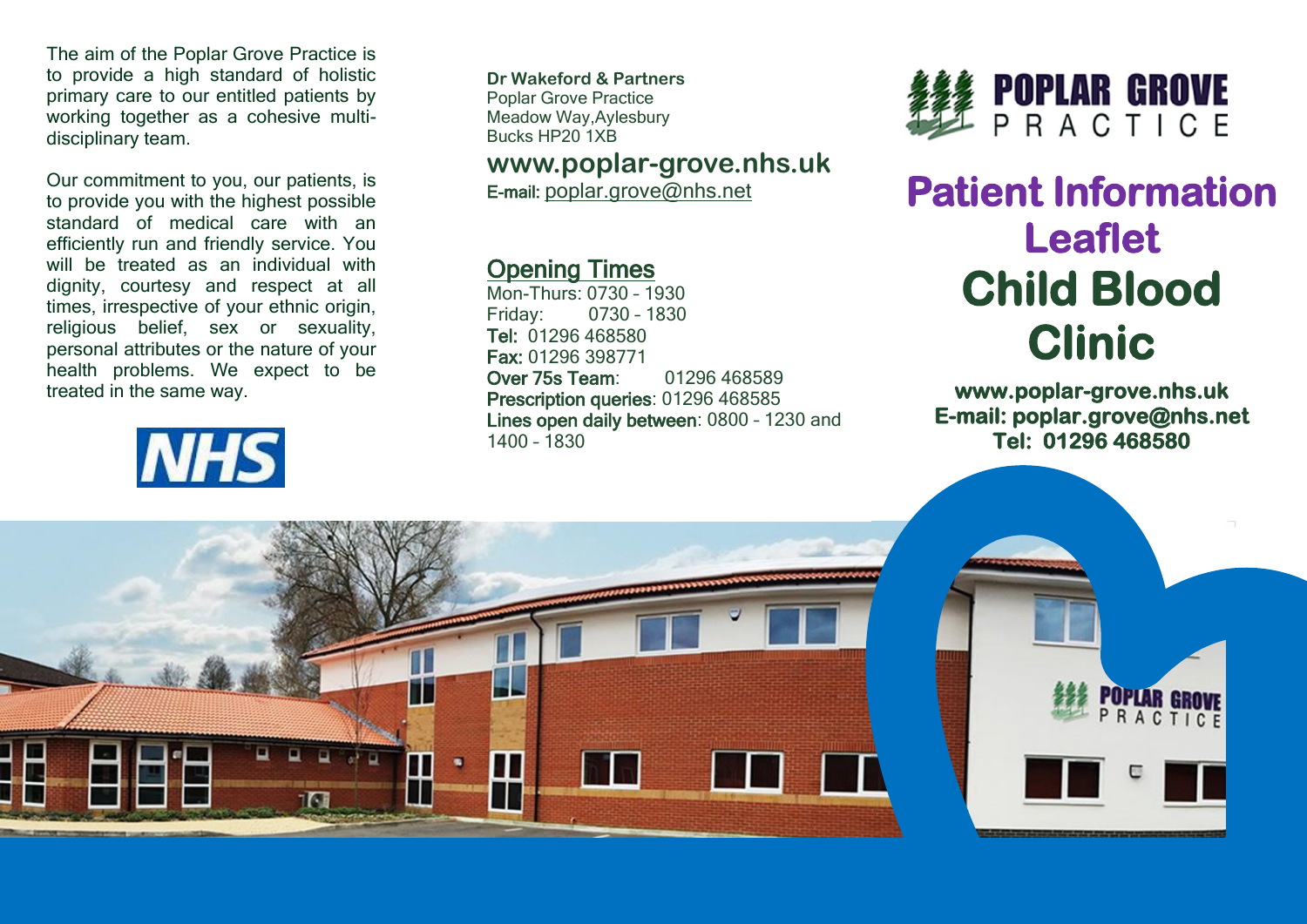The aim of the Poplar Grove Practice is to provide a high standard of holistic primary care to our entitled patients by working together as a cohesive multi-disciplinary team.

Our commitment to you, our patients, is to provide you with the highest possible standard of medical care with an efficiently run and friendly service. You will be treated as an individual with dignity, courtesy and respect at all times, irrespective of your ethnic origin, religious belief, sex or sexuality, personal attributes or the nature of your health problems. We expect to be treated in the same way.

NHS

**Dr Wakeford & Partners**
Poplar Grove Practice
Meadow Way,Aylesbury
Bucks HP20 1XB

**www.poplar-grove.nhs.uk**
**E-mail:** poplar.grove@nhs.net

## Opening Times

Mon-Thurs: 0730 – 1930
Friday: 0730 – 1830
**Tel:** 01296 468580
**Fax:** 01296 398771
**Over 75s Team**: 01296 468589
**Prescription queries**: 01296 468585
**Lines open daily between**: 0800 – 1230 and 1400 – 1830

POPLAR GROVE PRACTICE

# Patient Information Leaflet

# Child Blood Clinic

**www.poplar-grove.nhs.uk**
**E-mail: poplar.grove@nhs.net**
**Tel: 01296 468580**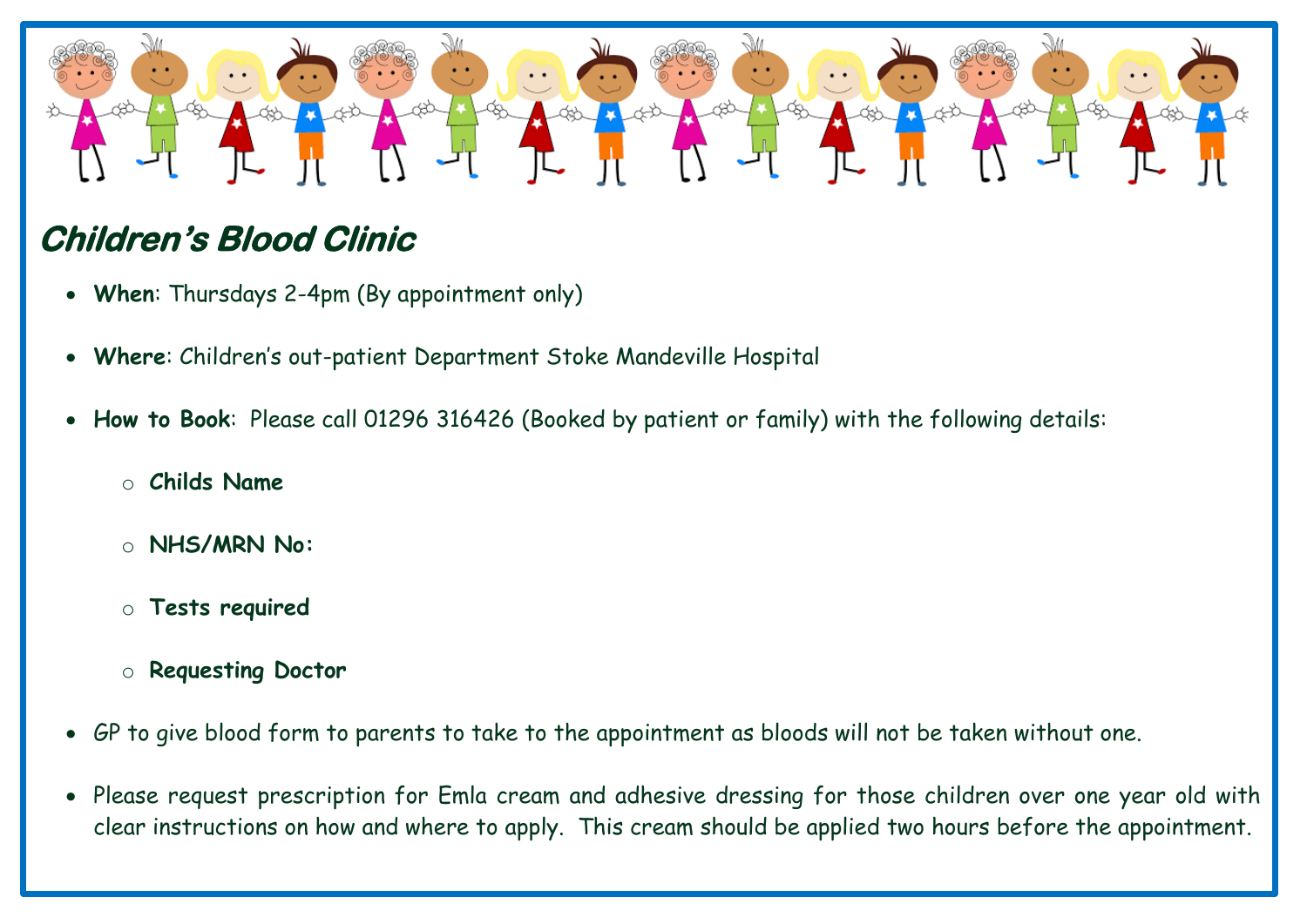## Children's Blood Clinic

- **When**: Thursdays 2-4pm (By appointment only)
- **Where**: Children's out-patient Department Stoke Mandeville Hospital
- **How to Book**: Please call 01296 316426 (Booked by patient or family) with the following details:
  - **Childs Name**
  - **NHS/MRN No:**
  - **Tests required**
  - **Requesting Doctor**
- GP to give blood form to parents to take to the appointment as bloods will not be taken without one.
- Please request prescription for Emla cream and adhesive dressing for those children over one year old with clear instructions on how and where to apply. This cream should be applied two hours before the appointment.